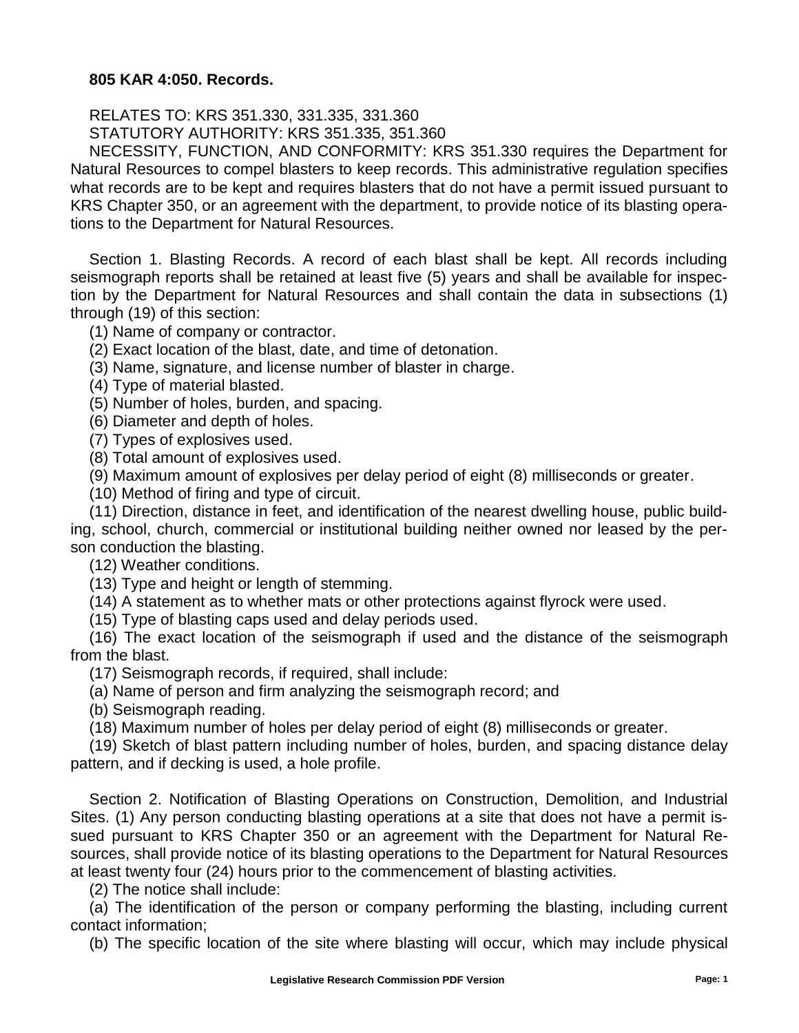**805 KAR 4:050. Records.**

RELATES TO: KRS 351.330, 331.335, 331.360

STATUTORY AUTHORITY: KRS 351.335, 351.360

NECESSITY, FUNCTION, AND CONFORMITY: KRS 351.330 requires the Department for Natural Resources to compel blasters to keep records. This administrative regulation specifies what records are to be kept and requires blasters that do not have a permit issued pursuant to KRS Chapter 350, or an agreement with the department, to provide notice of its blasting operations to the Department for Natural Resources.

Section 1. Blasting Records. A record of each blast shall be kept. All records including seismograph reports shall be retained at least five (5) years and shall be available for inspection by the Department for Natural Resources and shall contain the data in subsections (1) through (19) of this section:

(1) Name of company or contractor.

(2) Exact location of the blast, date, and time of detonation.

(3) Name, signature, and license number of blaster in charge.

(4) Type of material blasted.

(5) Number of holes, burden, and spacing.

(6) Diameter and depth of holes.

(7) Types of explosives used.

(8) Total amount of explosives used.

(9) Maximum amount of explosives per delay period of eight (8) milliseconds or greater.

(10) Method of firing and type of circuit.

(11) Direction, distance in feet, and identification of the nearest dwelling house, public building, school, church, commercial or institutional building neither owned nor leased by the person conduction the blasting.

(12) Weather conditions.

(13) Type and height or length of stemming.

(14) A statement as to whether mats or other protections against flyrock were used.

(15) Type of blasting caps used and delay periods used.

(16) The exact location of the seismograph if used and the distance of the seismograph from the blast.

(17) Seismograph records, if required, shall include:

(a) Name of person and firm analyzing the seismograph record; and

(b) Seismograph reading.

(18) Maximum number of holes per delay period of eight (8) milliseconds or greater.

(19) Sketch of blast pattern including number of holes, burden, and spacing distance delay pattern, and if decking is used, a hole profile.

Section 2. Notification of Blasting Operations on Construction, Demolition, and Industrial Sites. (1) Any person conducting blasting operations at a site that does not have a permit issued pursuant to KRS Chapter 350 or an agreement with the Department for Natural Resources, shall provide notice of its blasting operations to the Department for Natural Resources at least twenty four (24) hours prior to the commencement of blasting activities.

(2) The notice shall include:

(a) The identification of the person or company performing the blasting, including current contact information;

(b) The specific location of the site where blasting will occur, which may include physical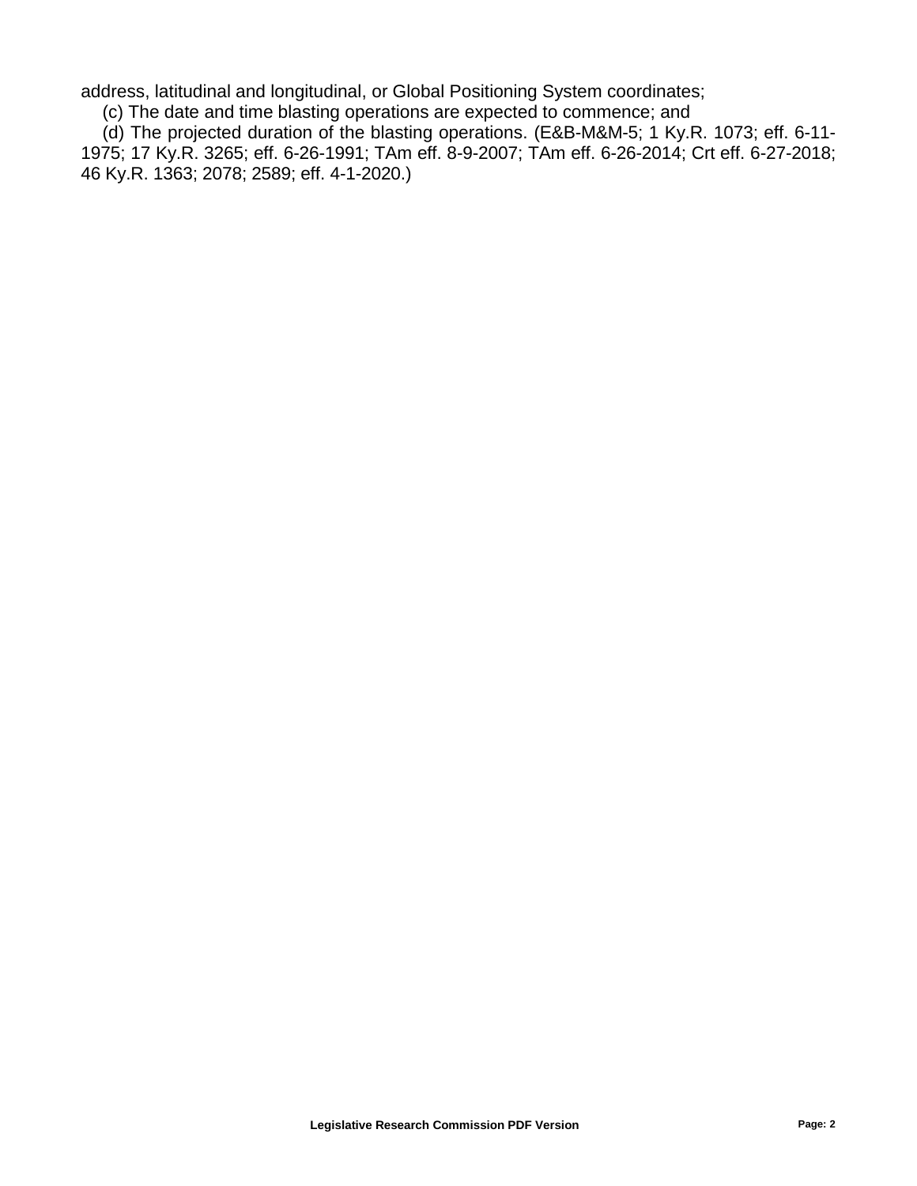address, latitudinal and longitudinal, or Global Positioning System coordinates;

(c) The date and time blasting operations are expected to commence; and

(d) The projected duration of the blasting operations. (E&B-M&M-5; 1 Ky.R. 1073; eff. 6-11-1975; 17 Ky.R. 3265; eff. 6-26-1991; TAm eff. 8-9-2007; TAm eff. 6-26-2014; Crt eff. 6-27-2018; 46 Ky.R. 1363; 2078; 2589; eff. 4-1-2020.)